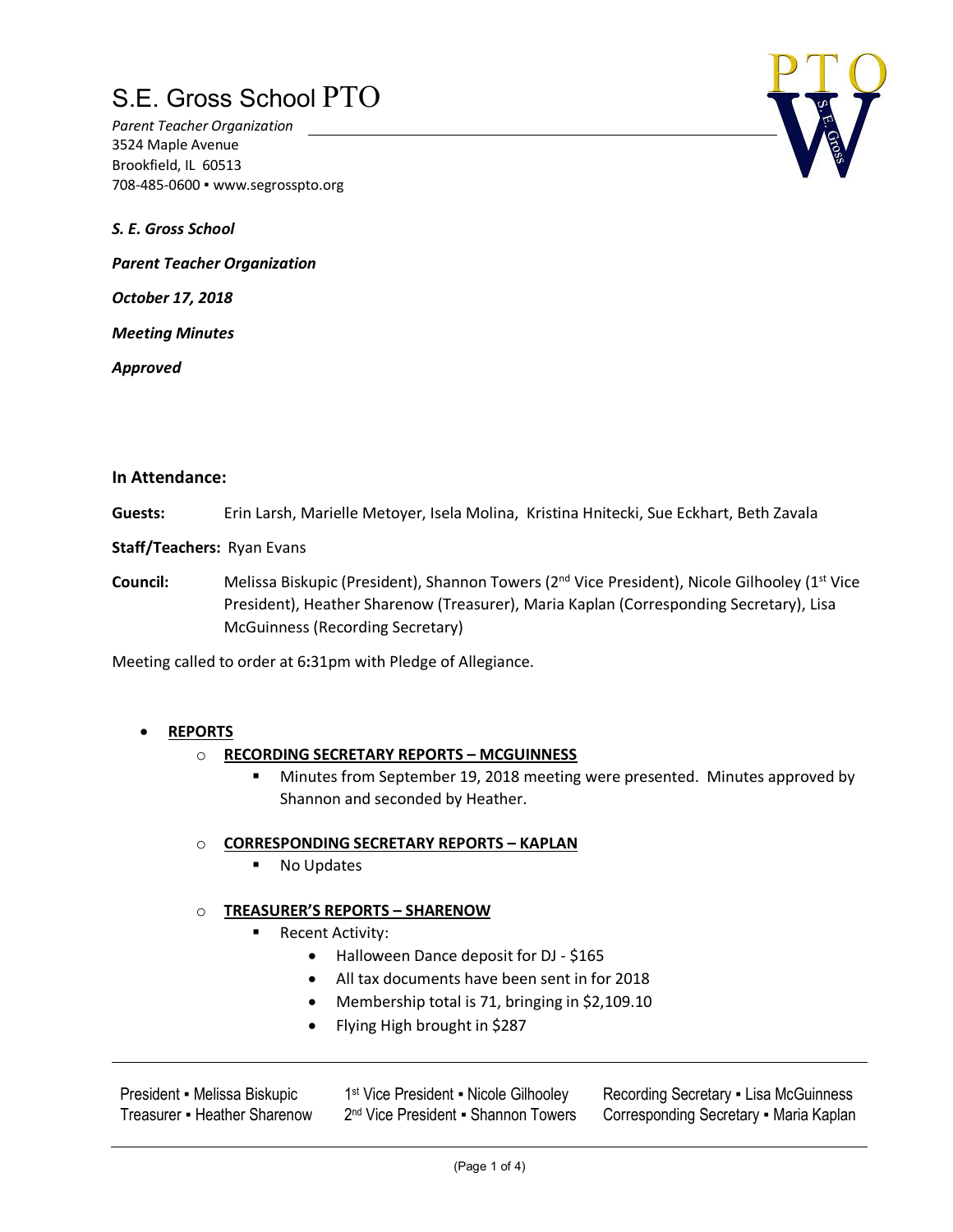# S.E. Gross School PTO

*Parent Teacher Organization*
3524 Maple Avenue
Brookfield, IL 60513
708-485-0600 ▪ www.segrosspto.org

***S. E. Gross School***

***Parent Teacher Organization***

***October 17, 2018***

***Meeting Minutes***

***Approved***

### In Attendance:

**Guests:** Erin Larsh, Marielle Metoyer, Isela Molina, Kristina Hnitecki, Sue Eckhart, Beth Zavala

**Staff/Teachers:** Ryan Evans

**Council:** Melissa Biskupic (President), Shannon Towers (2nd Vice President), Nicole Gilhooley (1st Vice President), Heather Sharenow (Treasurer), Maria Kaplan (Corresponding Secretary), Lisa McGuinness (Recording Secretary)

Meeting called to order at 6:31pm with Pledge of Allegiance.

- **REPORTS**
  - **RECORDING SECRETARY REPORTS – MCGUINNESS**
    - Minutes from September 19, 2018 meeting were presented. Minutes approved by Shannon and seconded by Heather.
  - **CORRESPONDING SECRETARY REPORTS – KAPLAN**
    - No Updates
  - **TREASURER'S REPORTS – SHARENOW**
    - Recent Activity:
      - Halloween Dance deposit for DJ - $165
      - All tax documents have been sent in for 2018
      - Membership total is 71, bringing in $2,109.10
      - Flying High brought in $287

President ▪ Melissa Biskupic | 1st Vice President ▪ Nicole Gilhooley | Recording Secretary ▪ Lisa McGuinness
Treasurer ▪ Heather Sharenow | 2nd Vice President ▪ Shannon Towers | Corresponding Secretary ▪ Maria Kaplan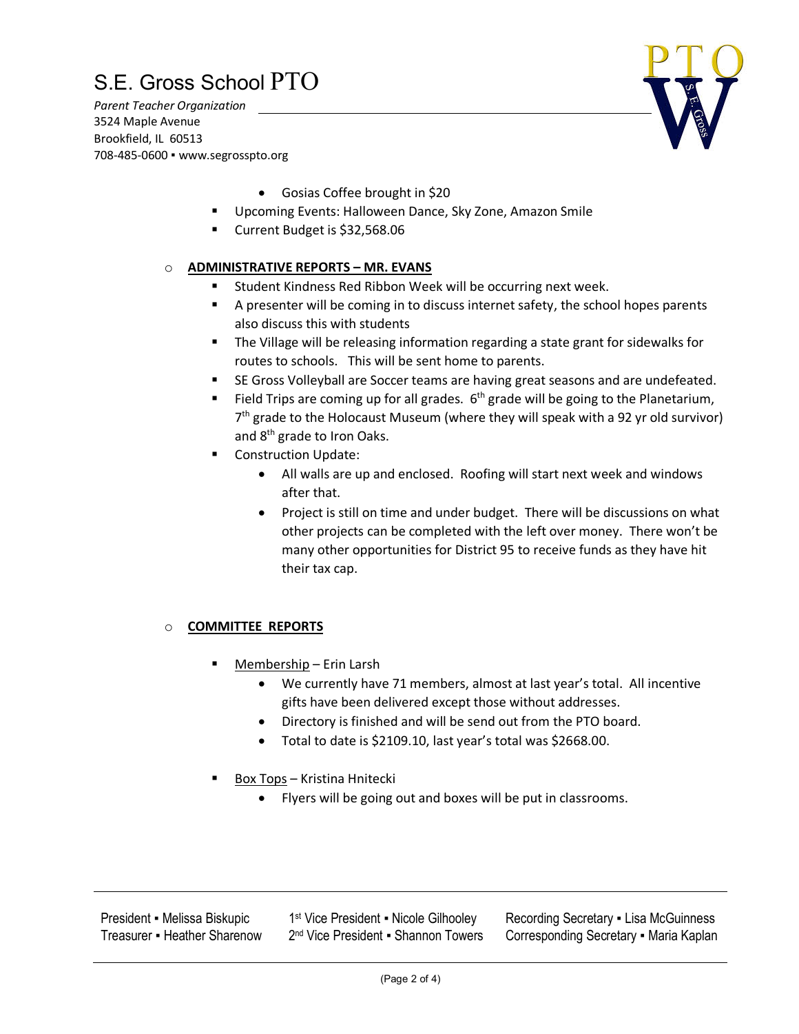- Gosias Coffee brought in $20
- Upcoming Events: Halloween Dance, Sky Zone, Amazon Smile
- Current Budget is $32,568.06

**ADMINISTRATIVE REPORTS – MR. EVANS**

- Student Kindness Red Ribbon Week will be occurring next week.
- A presenter will be coming in to discuss internet safety, the school hopes parents also discuss this with students
- The Village will be releasing information regarding a state grant for sidewalks for routes to schools. This will be sent home to parents.
- SE Gross Volleyball are Soccer teams are having great seasons and are undefeated.
- Field Trips are coming up for all grades. 6th grade will be going to the Planetarium, 7th grade to the Holocaust Museum (where they will speak with a 92 yr old survivor) and 8th grade to Iron Oaks.
- Construction Update:
  - All walls are up and enclosed. Roofing will start next week and windows after that.
  - Project is still on time and under budget. There will be discussions on what other projects can be completed with the left over money. There won't be many other opportunities for District 95 to receive funds as they have hit their tax cap.

**COMMITTEE REPORTS**

- Membership – Erin Larsh
  - We currently have 71 members, almost at last year's total. All incentive gifts have been delivered except those without addresses.
  - Directory is finished and will be send out from the PTO board.
  - Total to date is $2109.10, last year's total was $2668.00.
- Box Tops – Kristina Hnitecki
  - Flyers will be going out and boxes will be put in classrooms.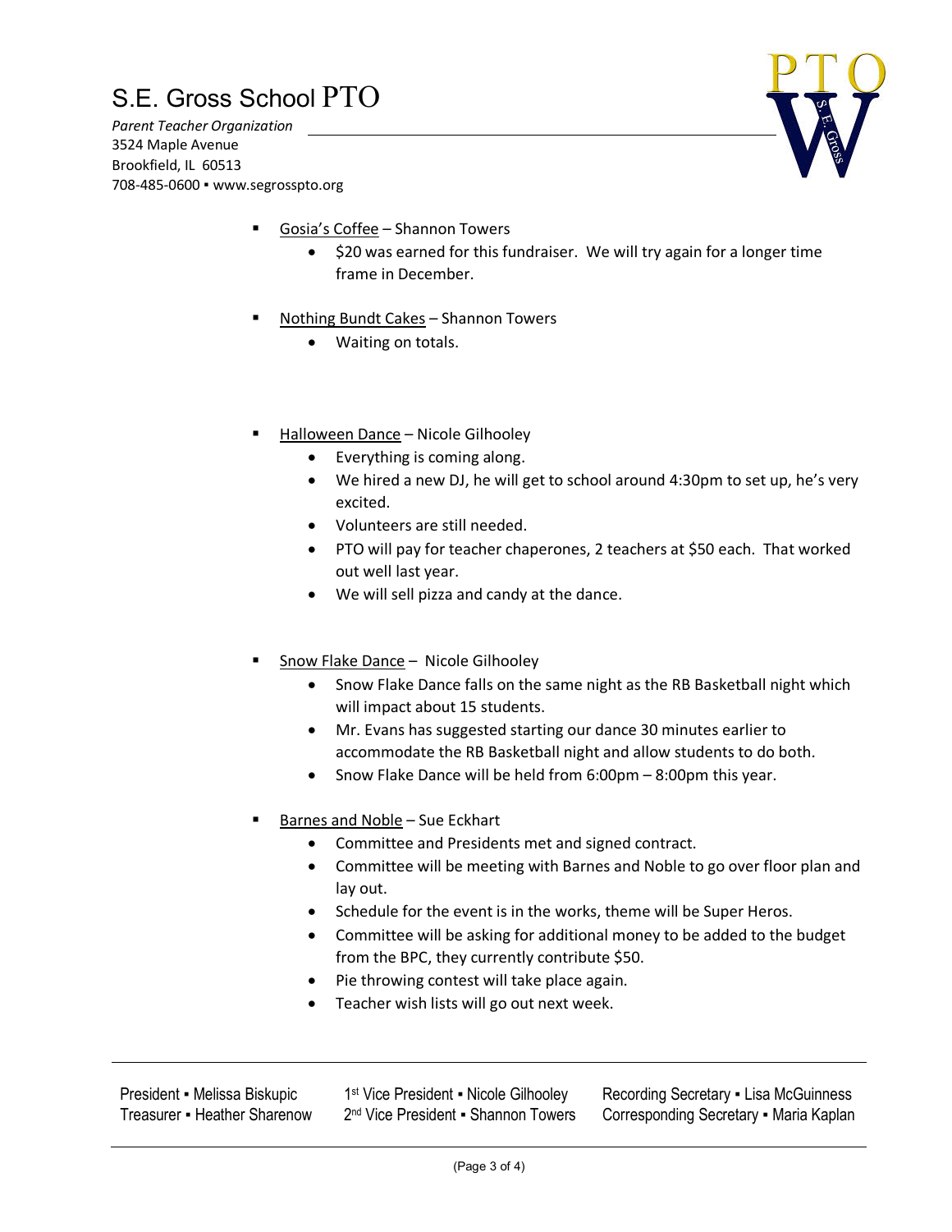- <u>Gosia's Coffee</u> – Shannon Towers
  - $20 was earned for this fundraiser. We will try again for a longer time frame in December.

- <u>Nothing Bundt Cakes</u> – Shannon Towers
  - Waiting on totals.

- <u>Halloween Dance</u> – Nicole Gilhooley
  - Everything is coming along.
  - We hired a new DJ, he will get to school around 4:30pm to set up, he's very excited.
  - Volunteers are still needed.
  - PTO will pay for teacher chaperones, 2 teachers at $50 each. That worked out well last year.
  - We will sell pizza and candy at the dance.

- <u>Snow Flake Dance</u> – Nicole Gilhooley
  - Snow Flake Dance falls on the same night as the RB Basketball night which will impact about 15 students.
  - Mr. Evans has suggested starting our dance 30 minutes earlier to accommodate the RB Basketball night and allow students to do both.
  - Snow Flake Dance will be held from 6:00pm – 8:00pm this year.

- <u>Barnes and Noble</u> – Sue Eckhart
  - Committee and Presidents met and signed contract.
  - Committee will be meeting with Barnes and Noble to go over floor plan and lay out.
  - Schedule for the event is in the works, theme will be Super Heros.
  - Committee will be asking for additional money to be added to the budget from the BPC, they currently contribute $50.
  - Pie throwing contest will take place again.
  - Teacher wish lists will go out next week.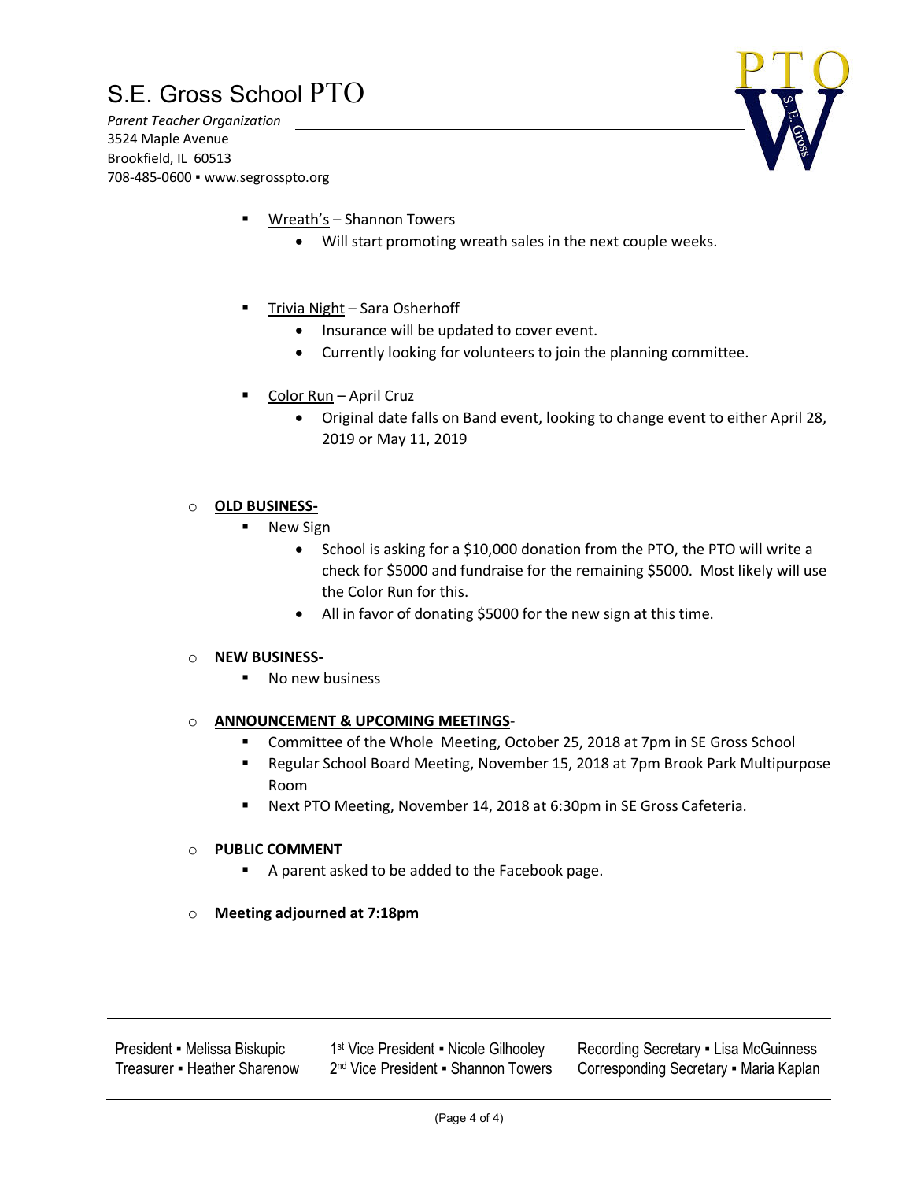# S.E. Gross School PTO

*Parent Teacher Organization*
3524 Maple Avenue
Brookfield, IL 60513
708-485-0600 ▪ www.segrosspto.org

- Wreath's – Shannon Towers
  - Will start promoting wreath sales in the next couple weeks.

- Trivia Night – Sara Osherhoff
  - Insurance will be updated to cover event.
  - Currently looking for volunteers to join the planning committee.

- Color Run – April Cruz
  - Original date falls on Band event, looking to change event to either April 28, 2019 or May 11, 2019

- **OLD BUSINESS-**
  - New Sign
    - School is asking for a $10,000 donation from the PTO, the PTO will write a check for $5000 and fundraise for the remaining $5000. Most likely will use the Color Run for this.
    - All in favor of donating $5000 for the new sign at this time.

- **NEW BUSINESS-**
  - No new business

- **ANNOUNCEMENT & UPCOMING MEETINGS-**
  - Committee of the Whole Meeting, October 25, 2018 at 7pm in SE Gross School
  - Regular School Board Meeting, November 15, 2018 at 7pm Brook Park Multipurpose Room
  - Next PTO Meeting, November 14, 2018 at 6:30pm in SE Gross Cafeteria.

- **PUBLIC COMMENT**
  - A parent asked to be added to the Facebook page.

- **Meeting adjourned at 7:18pm**

---

President ▪ Melissa Biskupic
Treasurer ▪ Heather Sharenow
1st Vice President ▪ Nicole Gilhooley
2nd Vice President ▪ Shannon Towers
Recording Secretary ▪ Lisa McGuinness
Corresponding Secretary ▪ Maria Kaplan